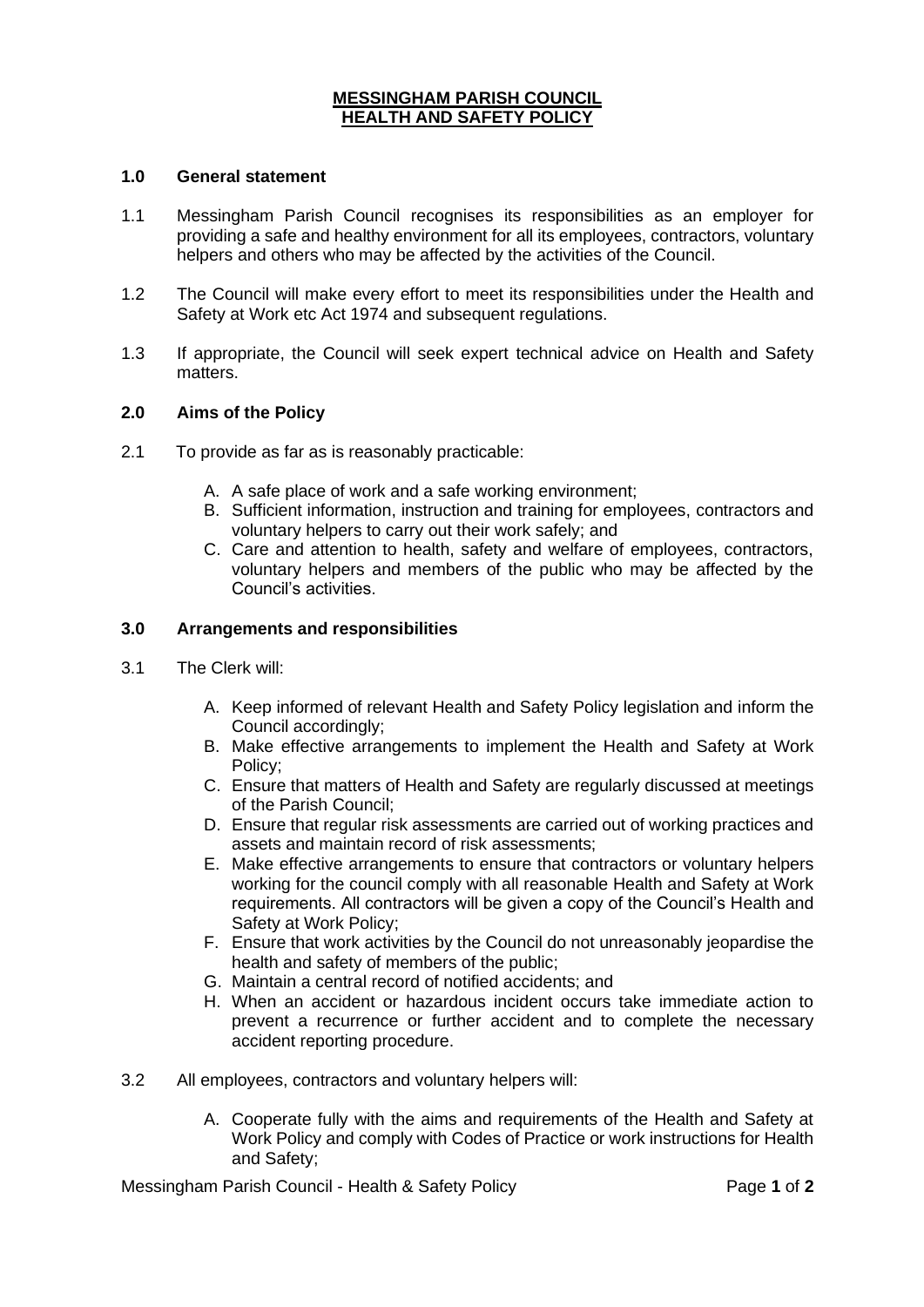# MESSINGHAM PARISH COUNCIL
# HEALTH AND SAFETY POLICY

## 1.0 General statement

1.1 Messingham Parish Council recognises its responsibilities as an employer for providing a safe and healthy environment for all its employees, contractors, voluntary helpers and others who may be affected by the activities of the Council.

1.2 The Council will make every effort to meet its responsibilities under the Health and Safety at Work etc Act 1974 and subsequent regulations.

1.3 If appropriate, the Council will seek expert technical advice on Health and Safety matters.

## 2.0 Aims of the Policy

2.1 To provide as far as is reasonably practicable:

A. A safe place of work and a safe working environment;
B. Sufficient information, instruction and training for employees, contractors and voluntary helpers to carry out their work safely; and
C. Care and attention to health, safety and welfare of employees, contractors, voluntary helpers and members of the public who may be affected by the Council's activities.

## 3.0 Arrangements and responsibilities

3.1 The Clerk will:

A. Keep informed of relevant Health and Safety Policy legislation and inform the Council accordingly;
B. Make effective arrangements to implement the Health and Safety at Work Policy;
C. Ensure that matters of Health and Safety are regularly discussed at meetings of the Parish Council;
D. Ensure that regular risk assessments are carried out of working practices and assets and maintain record of risk assessments;
E. Make effective arrangements to ensure that contractors or voluntary helpers working for the council comply with all reasonable Health and Safety at Work requirements. All contractors will be given a copy of the Council's Health and Safety at Work Policy;
F. Ensure that work activities by the Council do not unreasonably jeopardise the health and safety of members of the public;
G. Maintain a central record of notified accidents; and
H. When an accident or hazardous incident occurs take immediate action to prevent a recurrence or further accident and to complete the necessary accident reporting procedure.

3.2 All employees, contractors and voluntary helpers will:

A. Cooperate fully with the aims and requirements of the Health and Safety at Work Policy and comply with Codes of Practice or work instructions for Health and Safety;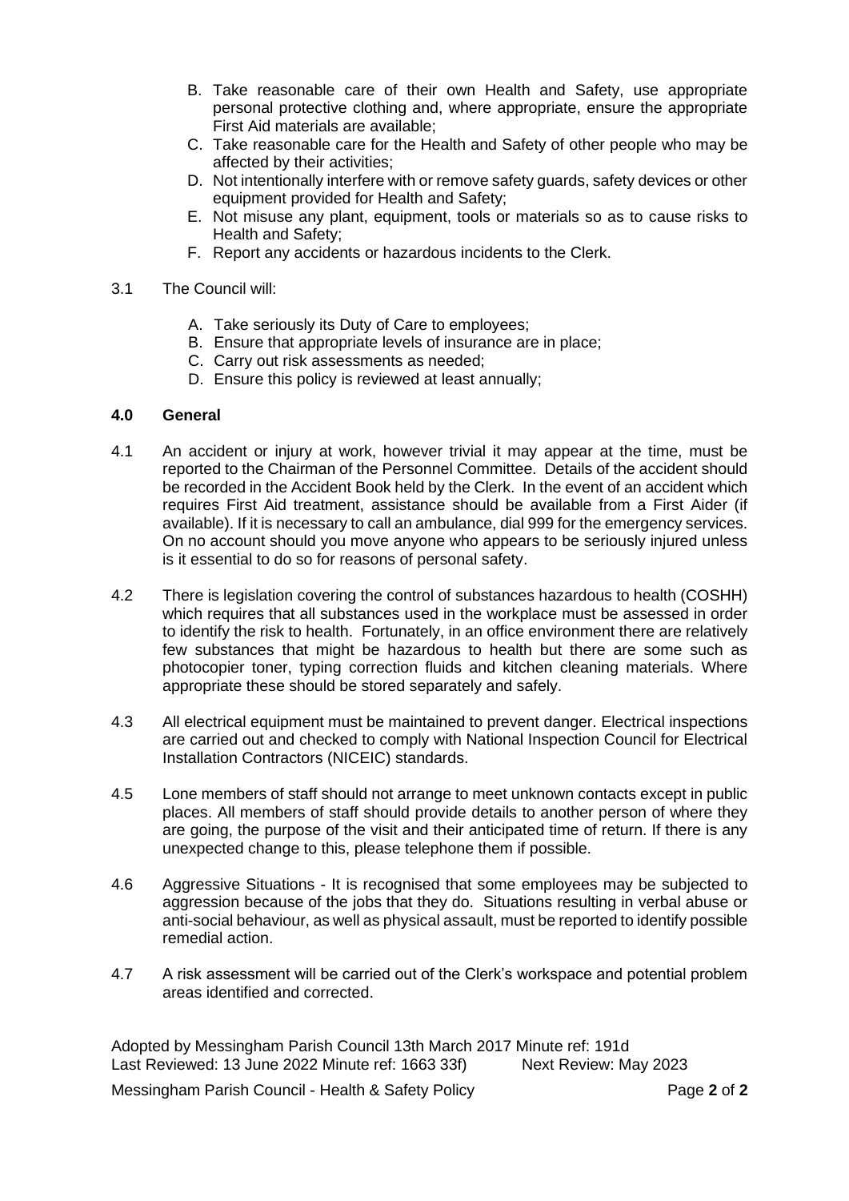B. Take reasonable care of their own Health and Safety, use appropriate personal protective clothing and, where appropriate, ensure the appropriate First Aid materials are available;
C. Take reasonable care for the Health and Safety of other people who may be affected by their activities;
D. Not intentionally interfere with or remove safety guards, safety devices or other equipment provided for Health and Safety;
E. Not misuse any plant, equipment, tools or materials so as to cause risks to Health and Safety;
F. Report any accidents or hazardous incidents to the Clerk.

3.1 The Council will:

A. Take seriously its Duty of Care to employees;
B. Ensure that appropriate levels of insurance are in place;
C. Carry out risk assessments as needed;
D. Ensure this policy is reviewed at least annually;

**4.0 General**

4.1 An accident or injury at work, however trivial it may appear at the time, must be reported to the Chairman of the Personnel Committee. Details of the accident should be recorded in the Accident Book held by the Clerk. In the event of an accident which requires First Aid treatment, assistance should be available from a First Aider (if available). If it is necessary to call an ambulance, dial 999 for the emergency services. On no account should you move anyone who appears to be seriously injured unless is it essential to do so for reasons of personal safety.

4.2 There is legislation covering the control of substances hazardous to health (COSHH) which requires that all substances used in the workplace must be assessed in order to identify the risk to health. Fortunately, in an office environment there are relatively few substances that might be hazardous to health but there are some such as photocopier toner, typing correction fluids and kitchen cleaning materials. Where appropriate these should be stored separately and safely.

4.3 All electrical equipment must be maintained to prevent danger. Electrical inspections are carried out and checked to comply with National Inspection Council for Electrical Installation Contractors (NICEIC) standards.

4.5 Lone members of staff should not arrange to meet unknown contacts except in public places. All members of staff should provide details to another person of where they are going, the purpose of the visit and their anticipated time of return. If there is any unexpected change to this, please telephone them if possible.

4.6 Aggressive Situations - It is recognised that some employees may be subjected to aggression because of the jobs that they do. Situations resulting in verbal abuse or anti-social behaviour, as well as physical assault, must be reported to identify possible remedial action.

4.7 A risk assessment will be carried out of the Clerk's workspace and potential problem areas identified and corrected.

Adopted by Messingham Parish Council 13th March 2017 Minute ref: 191d
Last Reviewed: 13 June 2022 Minute ref: 1663 33f) Next Review: May 2023